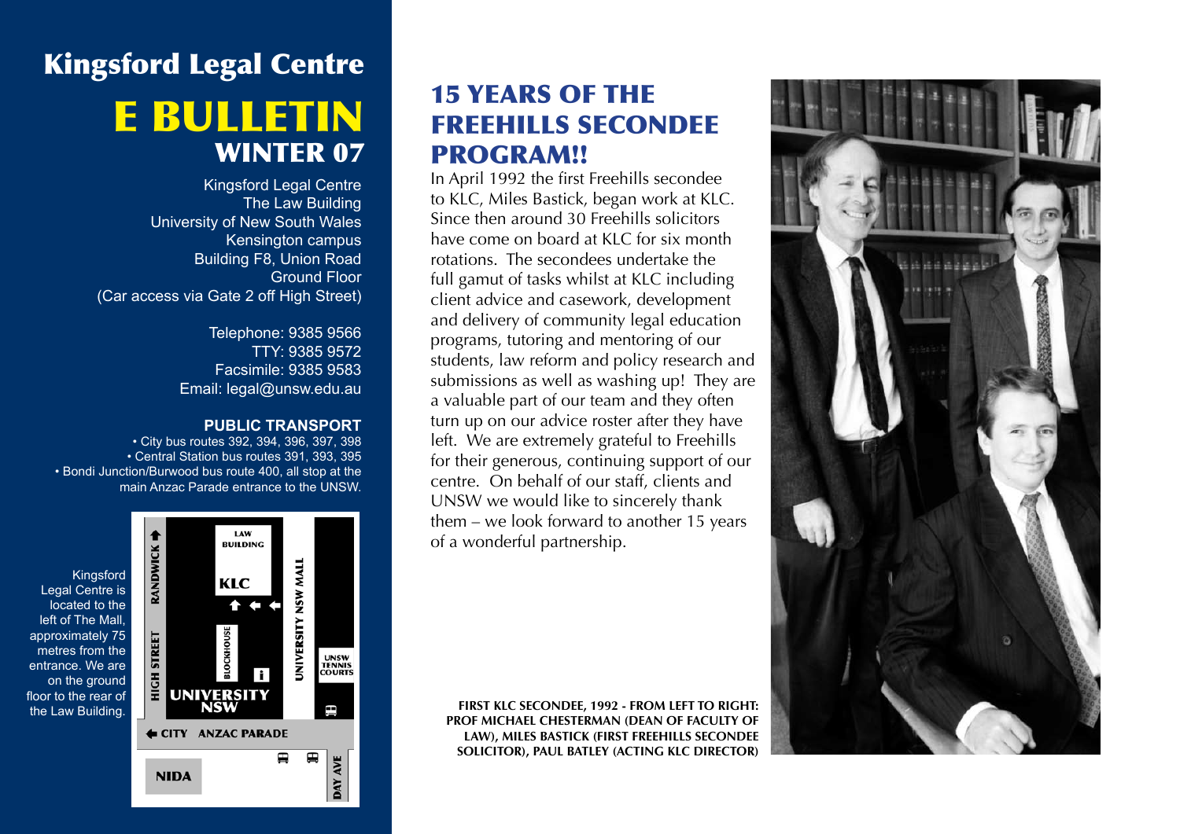# Kingsford Legal Centre

# E BULLETIN

## WINTER 07

Kingsford Legal Centre
The Law Building
University of New South Wales
Kensington campus
Building F8, Union Road
Ground Floor
(Car access via Gate 2 off High Street)

Telephone: 9385 9566
TTY: 9385 9572
Facsimile: 9385 9583
Email: legal@unsw.edu.au

**PUBLIC TRANSPORT**

- City bus routes 392, 394, 396, 397, 398
- Central Station bus routes 391, 393, 395
- Bondi Junction/Burwood bus route 400, all stop at the main Anzac Parade entrance to the UNSW.

Kingsford Legal Centre is located to the left of The Mall, approximately 75 metres from the entrance. We are on the ground floor to the rear of the Law Building.

## 15 YEARS OF THE FREEHILLS SECONDEE PROGRAM!!

In April 1992 the first Freehills secondee to KLC, Miles Bastick, began work at KLC. Since then around 30 Freehills solicitors have come on board at KLC for six month rotations. The secondees undertake the full gamut of tasks whilst at KLC including client advice and casework, development and delivery of community legal education programs, tutoring and mentoring of our students, law reform and policy research and submissions as well as washing up! They are a valuable part of our team and they often turn up on our advice roster after they have left. We are extremely grateful to Freehills for their generous, continuing support of our centre. On behalf of our staff, clients and UNSW we would like to sincerely thank them – we look forward to another 15 years of a wonderful partnership.

**FIRST KLC SECONDEE, 1992 - FROM LEFT TO RIGHT: PROF MICHAEL CHESTERMAN (DEAN OF FACULTY OF LAW), MILES BASTICK (FIRST FREEHILLS SECONDEE SOLICITOR), PAUL BATLEY (ACTING KLC DIRECTOR)**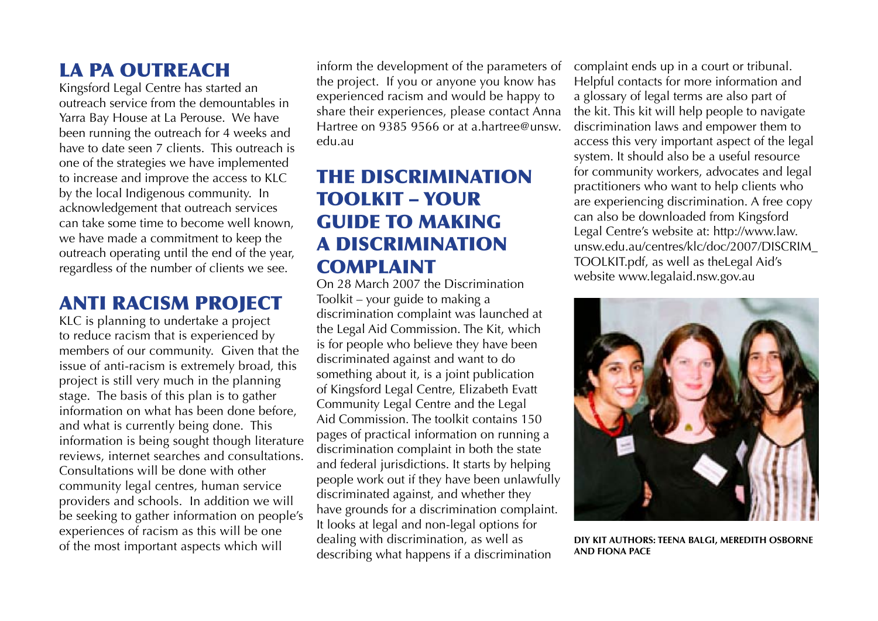## LA PA OUTREACH

Kingsford Legal Centre has started an outreach service from the demountables in Yarra Bay House at La Perouse. We have been running the outreach for 4 weeks and have to date seen 7 clients. This outreach is one of the strategies we have implemented to increase and improve the access to KLC by the local Indigenous community. In acknowledgement that outreach services can take some time to become well known, we have made a commitment to keep the outreach operating until the end of the year, regardless of the number of clients we see.

## ANTI RACISM PROJECT

KLC is planning to undertake a project to reduce racism that is experienced by members of our community. Given that the issue of anti-racism is extremely broad, this project is still very much in the planning stage. The basis of this plan is to gather information on what has been done before, and what is currently being done. This information is being sought though literature reviews, internet searches and consultations. Consultations will be done with other community legal centres, human service providers and schools. In addition we will be seeking to gather information on people's experiences of racism as this will be one of the most important aspects which will inform the development of the parameters of the project. If you or anyone you know has experienced racism and would be happy to share their experiences, please contact Anna Hartree on 9385 9566 or at a.hartree@unsw.edu.au

## THE DISCRIMINATION TOOLKIT – YOUR GUIDE TO MAKING A DISCRIMINATION COMPLAINT

On 28 March 2007 the Discrimination Toolkit – your guide to making a discrimination complaint was launched at the Legal Aid Commission. The Kit, which is for people who believe they have been discriminated against and want to do something about it, is a joint publication of Kingsford Legal Centre, Elizabeth Evatt Community Legal Centre and the Legal Aid Commission. The toolkit contains 150 pages of practical information on running a discrimination complaint in both the state and federal jurisdictions. It starts by helping people work out if they have been unlawfully discriminated against, and whether they have grounds for a discrimination complaint. It looks at legal and non-legal options for dealing with discrimination, as well as describing what happens if a discrimination complaint ends up in a court or tribunal. Helpful contacts for more information and a glossary of legal terms are also part of the kit. This kit will help people to navigate discrimination laws and empower them to access this very important aspect of the legal system. It should also be a useful resource for community workers, advocates and legal practitioners who want to help clients who are experiencing discrimination. A free copy can also be downloaded from Kingsford Legal Centre's website at: http://www.law.unsw.edu.au/centres/klc/doc/2007/DISCRIM_TOOLKIT.pdf, as well as theLegal Aid's website www.legalaid.nsw.gov.au

**DIY KIT AUTHORS: TEENA BALGI, MEREDITH OSBORNE AND FIONA PACE**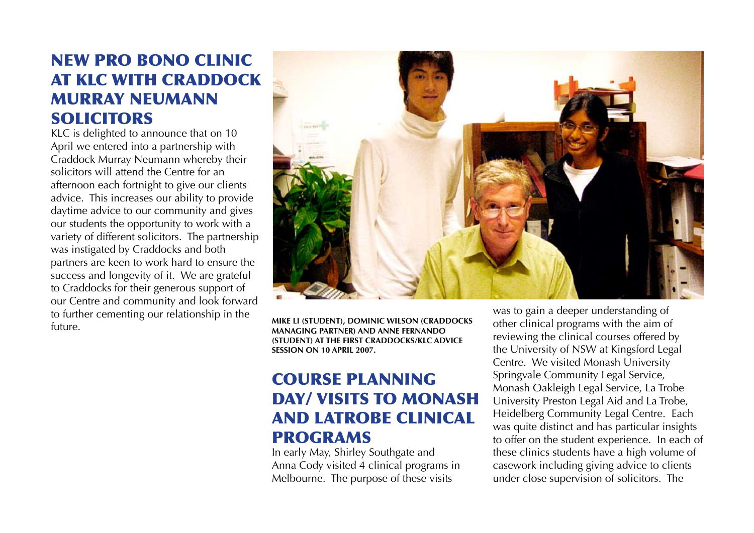## NEW PRO BONO CLINIC AT KLC WITH CRADDOCK MURRAY NEUMANN SOLICITORS

KLC is delighted to announce that on 10 April we entered into a partnership with Craddock Murray Neumann whereby their solicitors will attend the Centre for an afternoon each fortnight to give our clients advice. This increases our ability to provide daytime advice to our community and gives our students the opportunity to work with a variety of different solicitors. The partnership was instigated by Craddocks and both partners are keen to work hard to ensure the success and longevity of it. We are grateful to Craddocks for their generous support of our Centre and community and look forward to further cementing our relationship in the future.

**MIKE LI (STUDENT), DOMINIC WILSON (CRADDOCKS MANAGING PARTNER) AND ANNE FERNANDO (STUDENT) AT THE FIRST CRADDOCKS/KLC ADVICE SESSION ON 10 APRIL 2007.**

## COURSE PLANNING DAY/ VISITS TO MONASH AND LATROBE CLINICAL PROGRAMS

In early May, Shirley Southgate and Anna Cody visited 4 clinical programs in Melbourne. The purpose of these visits was to gain a deeper understanding of other clinical programs with the aim of reviewing the clinical courses offered by the University of NSW at Kingsford Legal Centre. We visited Monash University Springvale Community Legal Service, Monash Oakleigh Legal Service, La Trobe University Preston Legal Aid and La Trobe, Heidelberg Community Legal Centre. Each was quite distinct and has particular insights to offer on the student experience. In each of these clinics students have a high volume of casework including giving advice to clients under close supervision of solicitors. The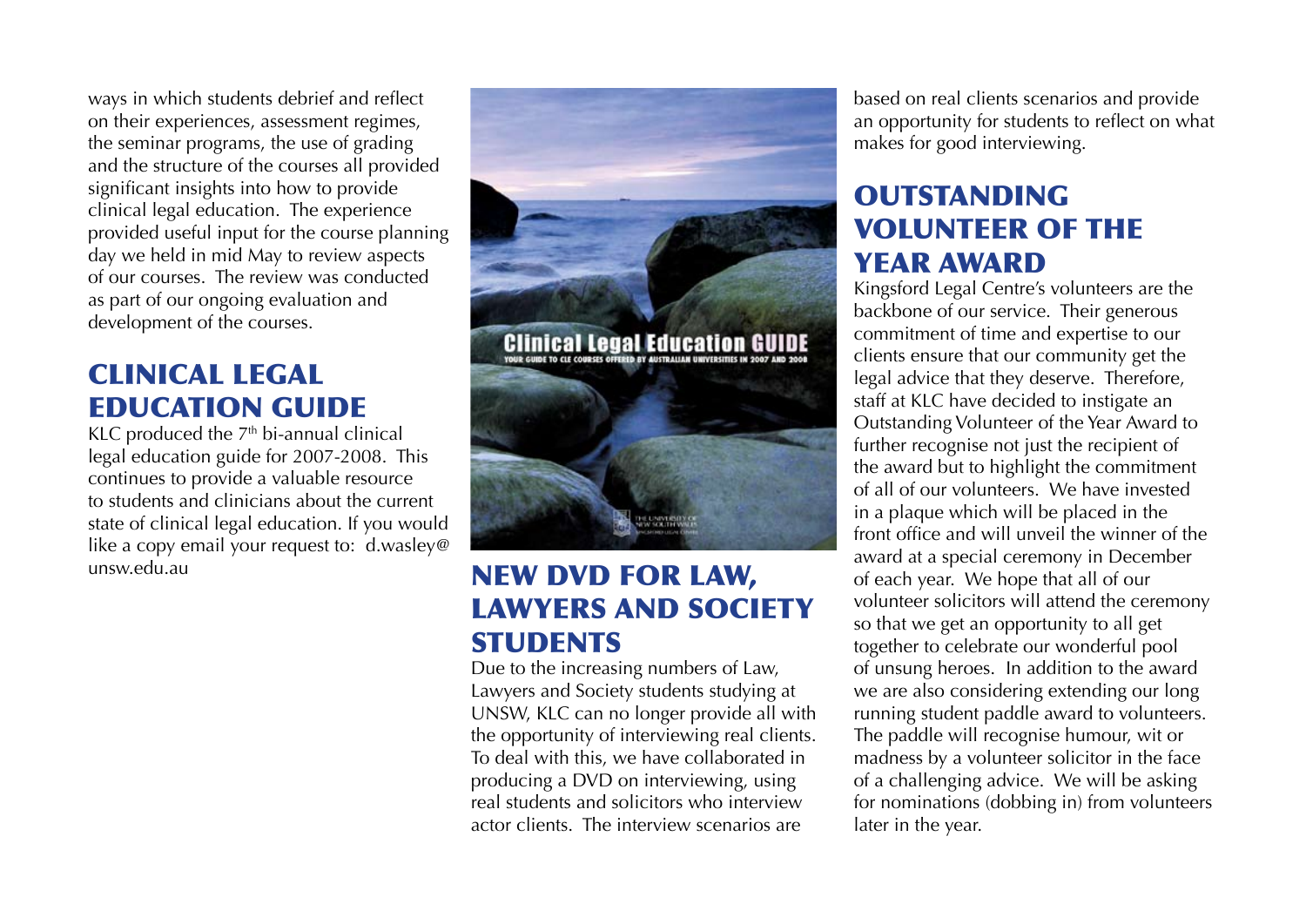ways in which students debrief and reflect on their experiences, assessment regimes, the seminar programs, the use of grading and the structure of the courses all provided significant insights into how to provide clinical legal education. The experience provided useful input for the course planning day we held in mid May to review aspects of our courses. The review was conducted as part of our ongoing evaluation and development of the courses.

## CLINICAL LEGAL EDUCATION GUIDE

KLC produced the 7th bi-annual clinical legal education guide for 2007-2008. This continues to provide a valuable resource to students and clinicians about the current state of clinical legal education. If you would like a copy email your request to: d.wasley@unsw.edu.au

## NEW DVD FOR LAW, LAWYERS AND SOCIETY STUDENTS

Due to the increasing numbers of Law, Lawyers and Society students studying at UNSW, KLC can no longer provide all with the opportunity of interviewing real clients. To deal with this, we have collaborated in producing a DVD on interviewing, using real students and solicitors who interview actor clients. The interview scenarios are based on real clients scenarios and provide an opportunity for students to reflect on what makes for good interviewing.

## OUTSTANDING VOLUNTEER OF THE YEAR AWARD

Kingsford Legal Centre's volunteers are the backbone of our service. Their generous commitment of time and expertise to our clients ensure that our community get the legal advice that they deserve. Therefore, staff at KLC have decided to instigate an Outstanding Volunteer of the Year Award to further recognise not just the recipient of the award but to highlight the commitment of all of our volunteers. We have invested in a plaque which will be placed in the front office and will unveil the winner of the award at a special ceremony in December of each year. We hope that all of our volunteer solicitors will attend the ceremony so that we get an opportunity to all get together to celebrate our wonderful pool of unsung heroes. In addition to the award we are also considering extending our long running student paddle award to volunteers. The paddle will recognise humour, wit or madness by a volunteer solicitor in the face of a challenging advice. We will be asking for nominations (dobbing in) from volunteers later in the year.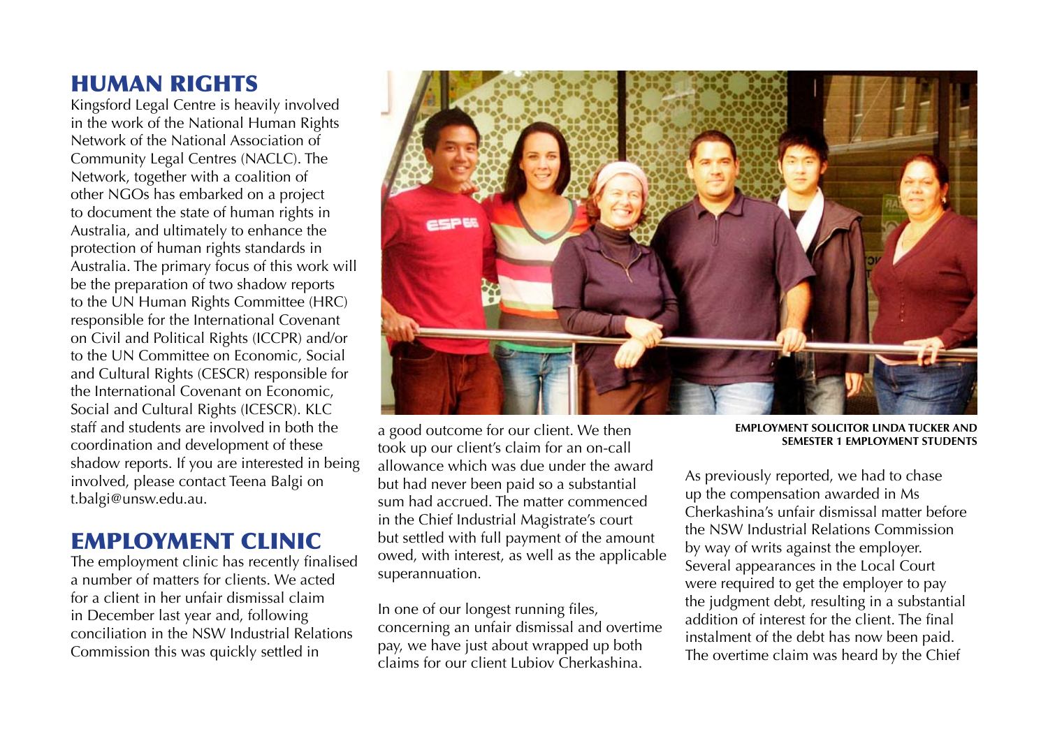## HUMAN RIGHTS

Kingsford Legal Centre is heavily involved in the work of the National Human Rights Network of the National Association of Community Legal Centres (NACLC). The Network, together with a coalition of other NGOs has embarked on a project to document the state of human rights in Australia, and ultimately to enhance the protection of human rights standards in Australia. The primary focus of this work will be the preparation of two shadow reports to the UN Human Rights Committee (HRC) responsible for the International Covenant on Civil and Political Rights (ICCPR) and/or to the UN Committee on Economic, Social and Cultural Rights (CESCR) responsible for the International Covenant on Economic, Social and Cultural Rights (ICESCR). KLC staff and students are involved in both the coordination and development of these shadow reports. If you are interested in being involved, please contact Teena Balgi on t.balgi@unsw.edu.au.

## EMPLOYMENT CLINIC

The employment clinic has recently finalised a number of matters for clients. We acted for a client in her unfair dismissal claim in December last year and, following conciliation in the NSW Industrial Relations Commission this was quickly settled in a good outcome for our client. We then took up our client's claim for an on-call allowance which was due under the award but had never been paid so a substantial sum had accrued. The matter commenced in the Chief Industrial Magistrate's court but settled with full payment of the amount owed, with interest, as well as the applicable superannuation.

In one of our longest running files, concerning an unfair dismissal and overtime pay, we have just about wrapped up both claims for our client Lubiov Cherkashina.

**EMPLOYMENT SOLICITOR LINDA TUCKER AND SEMESTER 1 EMPLOYMENT STUDENTS**

As previously reported, we had to chase up the compensation awarded in Ms Cherkashina's unfair dismissal matter before the NSW Industrial Relations Commission by way of writs against the employer. Several appearances in the Local Court were required to get the employer to pay the judgment debt, resulting in a substantial addition of interest for the client. The final instalment of the debt has now been paid. The overtime claim was heard by the Chief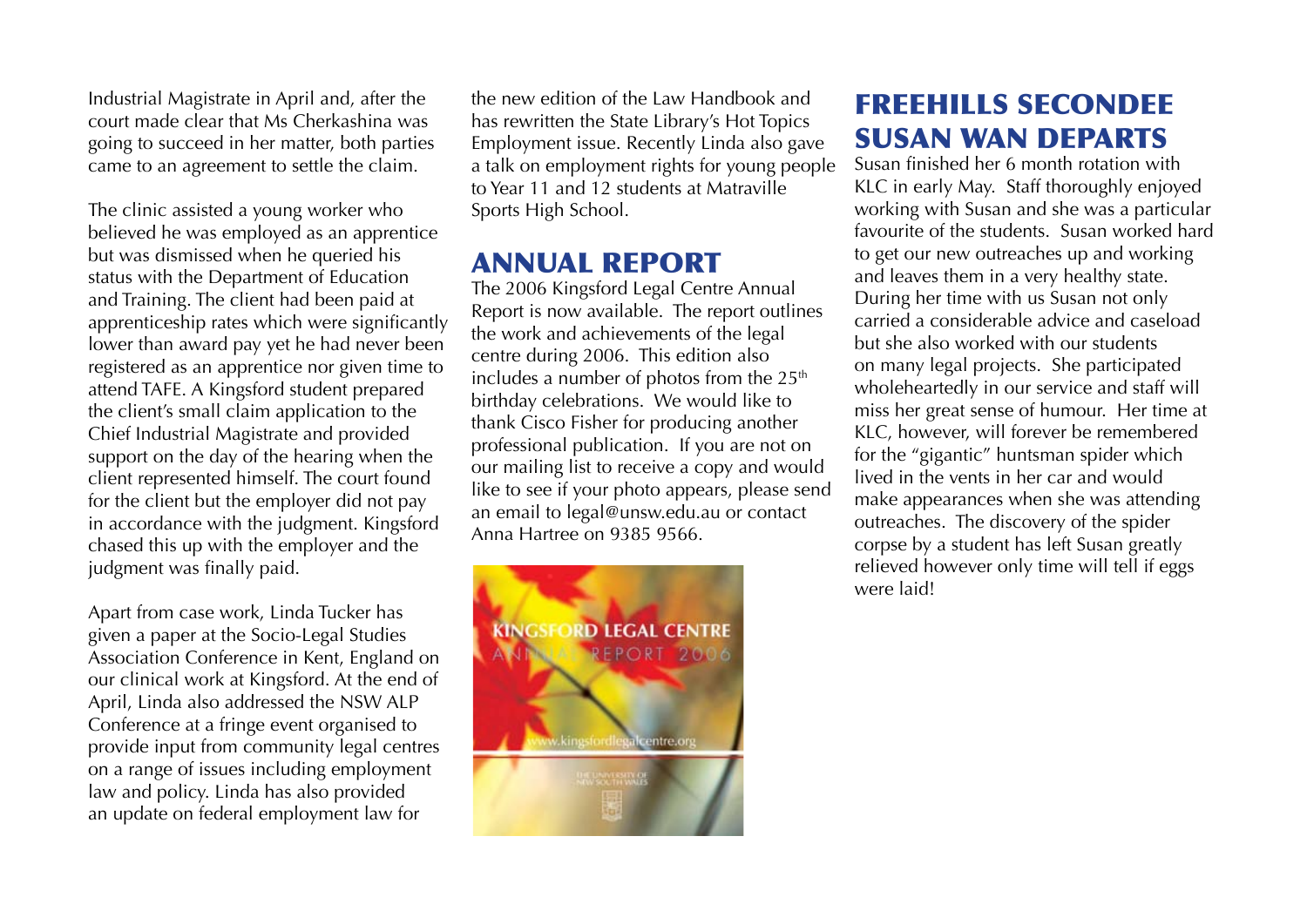Industrial Magistrate in April and, after the court made clear that Ms Cherkashina was going to succeed in her matter, both parties came to an agreement to settle the claim.

The clinic assisted a young worker who believed he was employed as an apprentice but was dismissed when he queried his status with the Department of Education and Training. The client had been paid at apprenticeship rates which were significantly lower than award pay yet he had never been registered as an apprentice nor given time to attend TAFE. A Kingsford student prepared the client's small claim application to the Chief Industrial Magistrate and provided support on the day of the hearing when the client represented himself. The court found for the client but the employer did not pay in accordance with the judgment. Kingsford chased this up with the employer and the judgment was finally paid.

Apart from case work, Linda Tucker has given a paper at the Socio-Legal Studies Association Conference in Kent, England on our clinical work at Kingsford. At the end of April, Linda also addressed the NSW ALP Conference at a fringe event organised to provide input from community legal centres on a range of issues including employment law and policy. Linda has also provided an update on federal employment law for the new edition of the Law Handbook and has rewritten the State Library's Hot Topics Employment issue. Recently Linda also gave a talk on employment rights for young people to Year 11 and 12 students at Matraville Sports High School.

## ANNUAL REPORT

The 2006 Kingsford Legal Centre Annual Report is now available. The report outlines the work and achievements of the legal centre during 2006. This edition also includes a number of photos from the 25th birthday celebrations. We would like to thank Cisco Fisher for producing another professional publication. If you are not on our mailing list to receive a copy and would like to see if your photo appears, please send an email to legal@unsw.edu.au or contact Anna Hartree on 9385 9566.

## FREEHILLS SECONDEE SUSAN WAN DEPARTS

Susan finished her 6 month rotation with KLC in early May. Staff thoroughly enjoyed working with Susan and she was a particular favourite of the students. Susan worked hard to get our new outreaches up and working and leaves them in a very healthy state. During her time with us Susan not only carried a considerable advice and caseload but she also worked with our students on many legal projects. She participated wholeheartedly in our service and staff will miss her great sense of humour. Her time at KLC, however, will forever be remembered for the "gigantic" huntsman spider which lived in the vents in her car and would make appearances when she was attending outreaches. The discovery of the spider corpse by a student has left Susan greatly relieved however only time will tell if eggs were laid!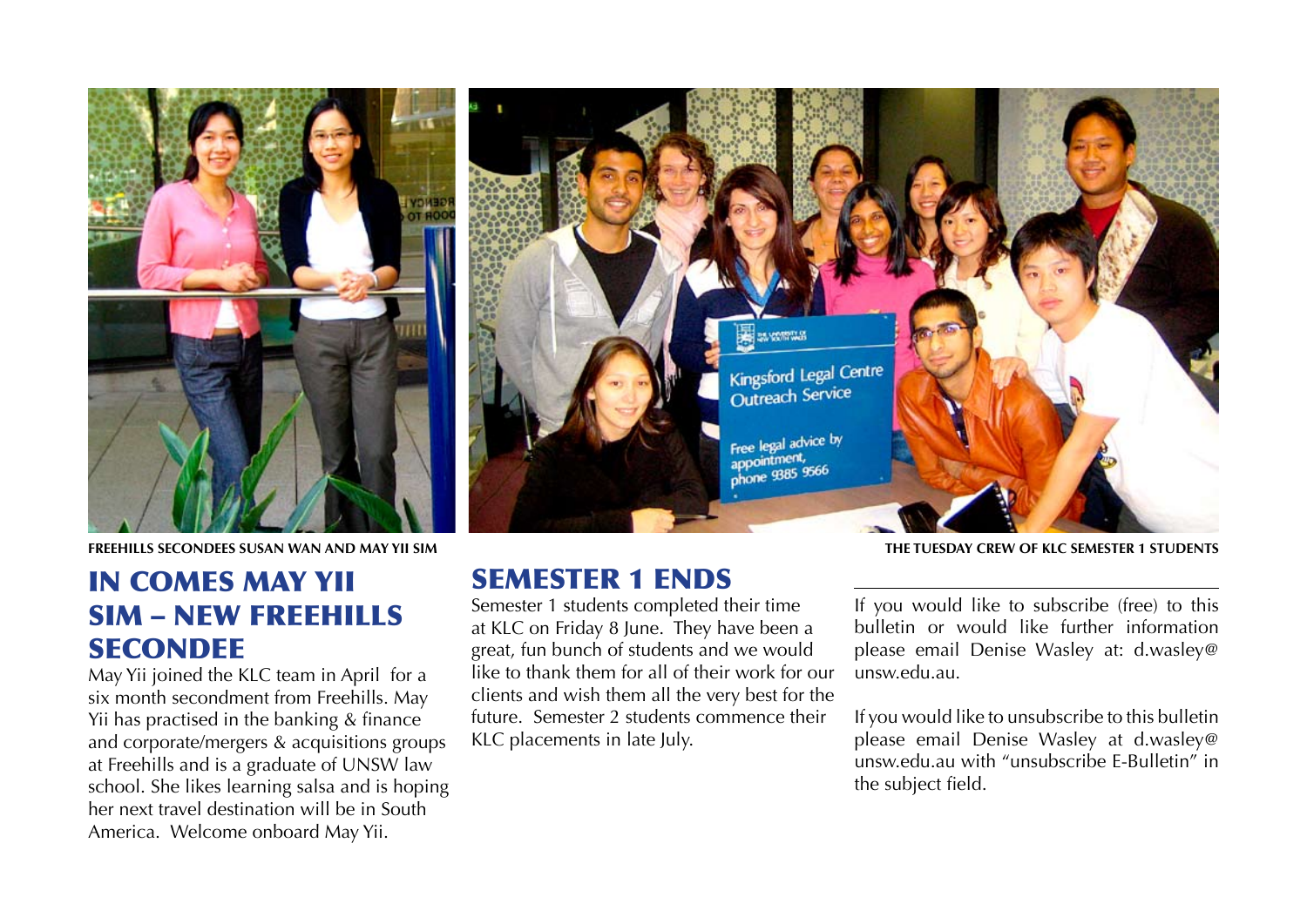FREEHILLS SECONDEES SUSAN WAN AND MAY YII SIM

THE TUESDAY CREW OF KLC SEMESTER 1 STUDENTS

## IN COMES MAY YII SIM – NEW FREEHILLS SECONDEE

May Yii joined the KLC team in April for a six month secondment from Freehills. May Yii has practised in the banking & finance and corporate/mergers & acquisitions groups at Freehills and is a graduate of UNSW law school. She likes learning salsa and is hoping her next travel destination will be in South America. Welcome onboard May Yii.

## SEMESTER 1 ENDS

Semester 1 students completed their time at KLC on Friday 8 June. They have been a great, fun bunch of students and we would like to thank them for all of their work for our clients and wish them all the very best for the future. Semester 2 students commence their KLC placements in late July.

---

If you would like to subscribe (free) to this bulletin or would like further information please email Denise Wasley at: d.wasley@unsw.edu.au.

If you would like to unsubscribe to this bulletin please email Denise Wasley at d.wasley@unsw.edu.au with "unsubscribe E-Bulletin" in the subject field.